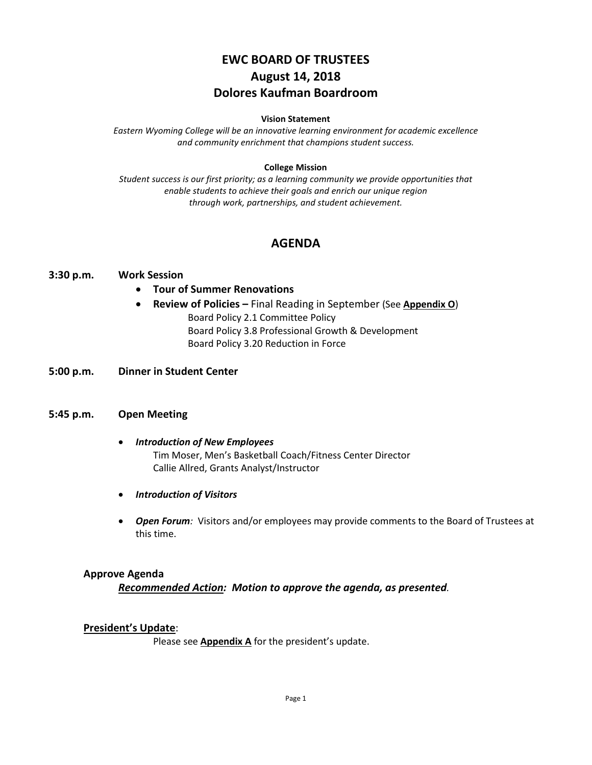# EWC BOARD OF TRUSTEES
# August 14, 2018
# Dolores Kaufman Boardroom

**Vision Statement**

*Eastern Wyoming College will be an innovative learning environment for academic excellence and community enrichment that champions student success.*

**College Mission**

*Student success is our first priority; as a learning community we provide opportunities that enable students to achieve their goals and enrich our unique region through work, partnerships, and student achievement.*

## AGENDA

**3:30 p.m.** **Work Session**

- **Tour of Summer Renovations**
- **Review of Policies –** Final Reading in September (See **Appendix O**)
  - Board Policy 2.1 Committee Policy
  - Board Policy 3.8 Professional Growth & Development
  - Board Policy 3.20 Reduction in Force

**5:00 p.m.** **Dinner in Student Center**

**5:45 p.m.** **Open Meeting**

- ***Introduction of New Employees***
  - Tim Moser, Men's Basketball Coach/Fitness Center Director
  - Callie Allred, Grants Analyst/Instructor
- ***Introduction of Visitors***
- ***Open Forum**:* Visitors and/or employees may provide comments to the Board of Trustees at this time.

**Approve Agenda**

***Recommended Action:*** ***Motion to approve the agenda, as presented.***

**President's Update**:

Please see **Appendix A** for the president's update.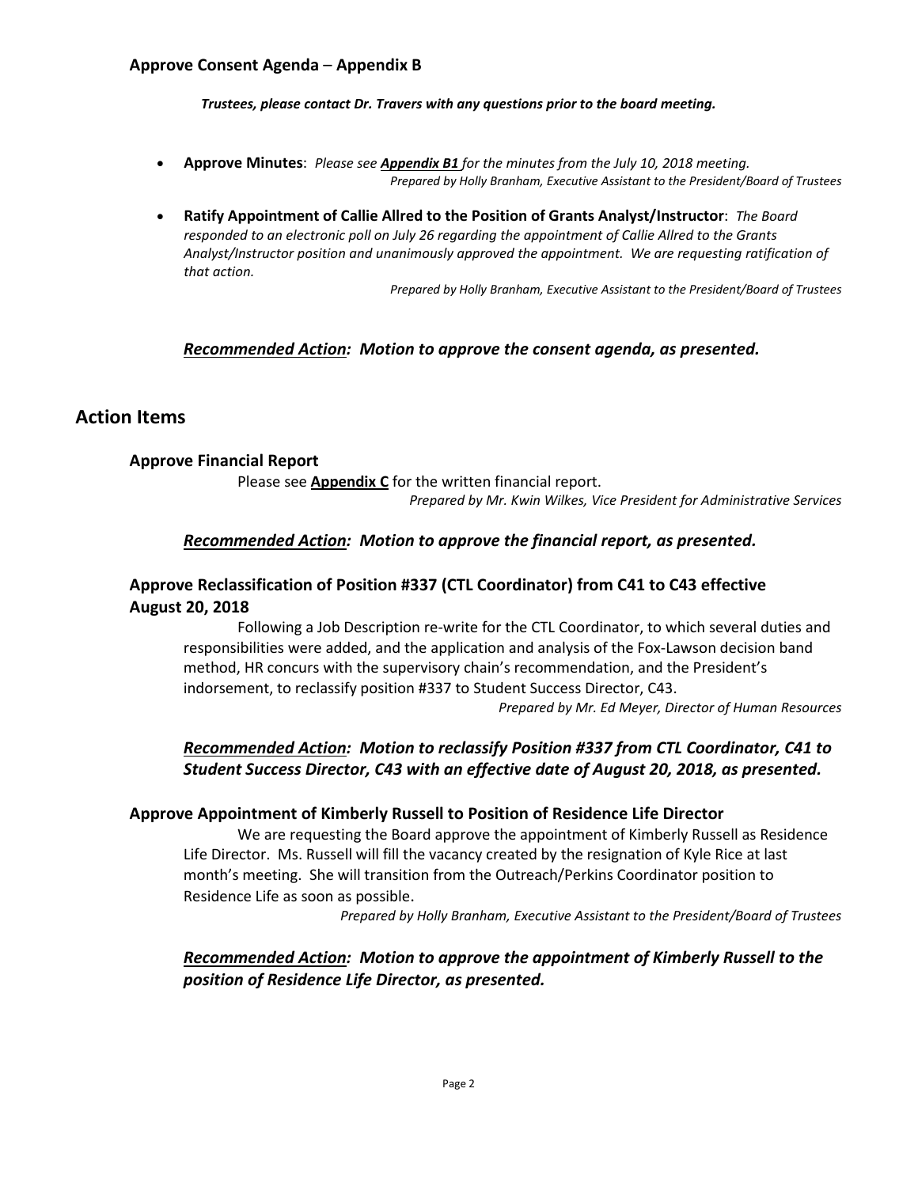### Approve Consent Agenda – Appendix B

***Trustees, please contact Dr. Travers with any questions prior to the board meeting.***

- **Approve Minutes**: *Please see **Appendix B1** for the minutes from the July 10, 2018 meeting.*
  *Prepared by Holly Branham, Executive Assistant to the President/Board of Trustees*

- **Ratify Appointment of Callie Allred to the Position of Grants Analyst/Instructor**: *The Board responded to an electronic poll on July 26 regarding the appointment of Callie Allred to the Grants Analyst/Instructor position and unanimously approved the appointment. We are requesting ratification of that action.*
  *Prepared by Holly Branham, Executive Assistant to the President/Board of Trustees*

***Recommended Action: Motion to approve the consent agenda, as presented.***

## Action Items

### Approve Financial Report

Please see **Appendix C** for the written financial report.

*Prepared by Mr. Kwin Wilkes, Vice President for Administrative Services*

***Recommended Action: Motion to approve the financial report, as presented.***

### Approve Reclassification of Position #337 (CTL Coordinator) from C41 to C43 effective August 20, 2018

Following a Job Description re-write for the CTL Coordinator, to which several duties and responsibilities were added, and the application and analysis of the Fox-Lawson decision band method, HR concurs with the supervisory chain's recommendation, and the President's indorsement, to reclassify position #337 to Student Success Director, C43.

*Prepared by Mr. Ed Meyer, Director of Human Resources*

***Recommended Action: Motion to reclassify Position #337 from CTL Coordinator, C41 to Student Success Director, C43 with an effective date of August 20, 2018, as presented.***

### Approve Appointment of Kimberly Russell to Position of Residence Life Director

We are requesting the Board approve the appointment of Kimberly Russell as Residence Life Director. Ms. Russell will fill the vacancy created by the resignation of Kyle Rice at last month's meeting. She will transition from the Outreach/Perkins Coordinator position to Residence Life as soon as possible.

*Prepared by Holly Branham, Executive Assistant to the President/Board of Trustees*

***Recommended Action: Motion to approve the appointment of Kimberly Russell to the position of Residence Life Director, as presented.***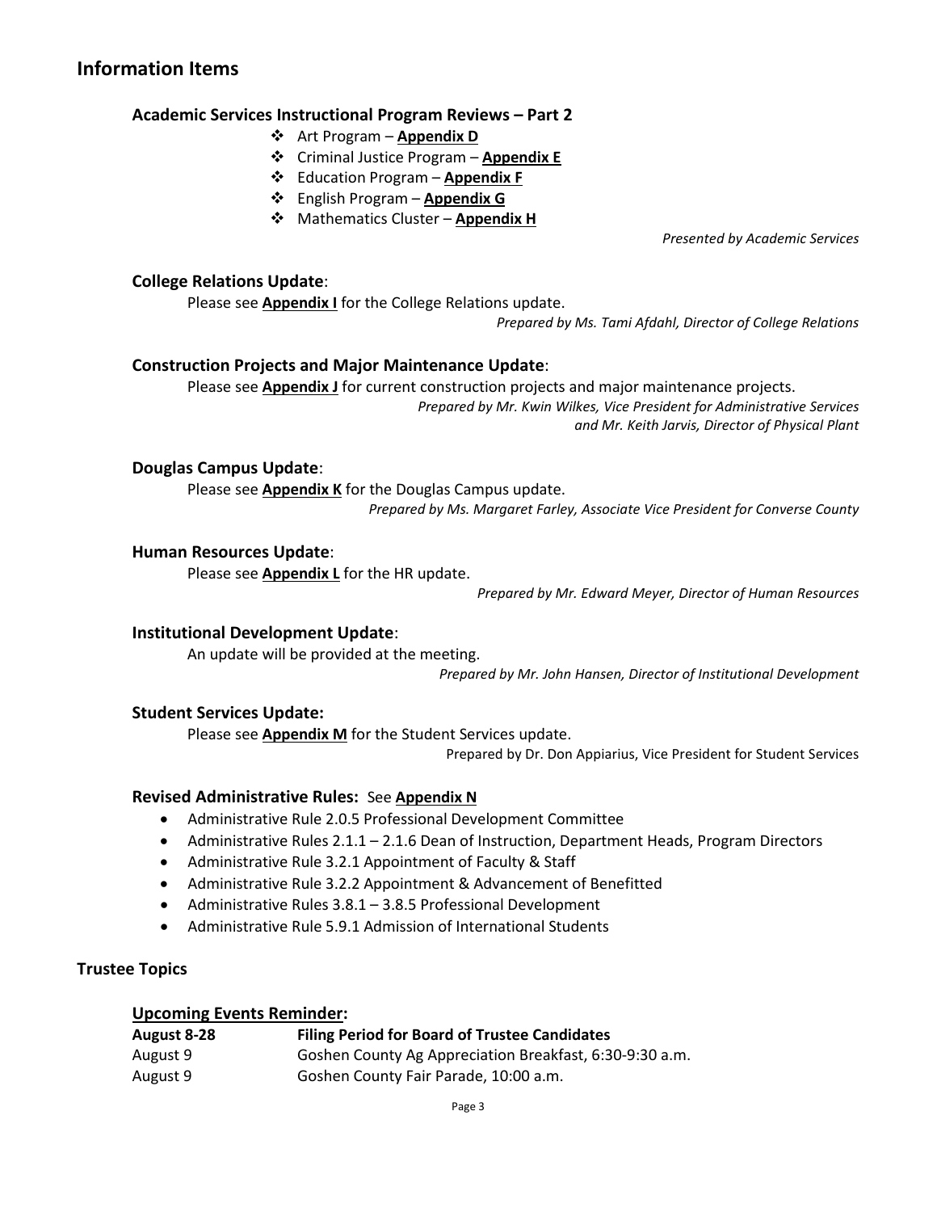## Information Items

### Academic Services Instructional Program Reviews – Part 2

- Art Program – **Appendix D**
- Criminal Justice Program – **Appendix E**
- Education Program – **Appendix F**
- English Program – **Appendix G**
- Mathematics Cluster – **Appendix H**

*Presented by Academic Services*

### College Relations Update:

Please see **Appendix I** for the College Relations update.

*Prepared by Ms. Tami Afdahl, Director of College Relations*

### Construction Projects and Major Maintenance Update:

Please see **Appendix J** for current construction projects and major maintenance projects.

*Prepared by Mr. Kwin Wilkes, Vice President for Administrative Services and Mr. Keith Jarvis, Director of Physical Plant*

### Douglas Campus Update:

Please see **Appendix K** for the Douglas Campus update.

*Prepared by Ms. Margaret Farley, Associate Vice President for Converse County*

### Human Resources Update:

Please see **Appendix L** for the HR update.

*Prepared by Mr. Edward Meyer, Director of Human Resources*

### Institutional Development Update:

An update will be provided at the meeting.

*Prepared by Mr. John Hansen, Director of Institutional Development*

### Student Services Update:

Please see **Appendix M** for the Student Services update.

Prepared by Dr. Don Appiarius, Vice President for Student Services

### Revised Administrative Rules: See Appendix N

- Administrative Rule 2.0.5 Professional Development Committee
- Administrative Rules 2.1.1 – 2.1.6 Dean of Instruction, Department Heads, Program Directors
- Administrative Rule 3.2.1 Appointment of Faculty & Staff
- Administrative Rule 3.2.2 Appointment & Advancement of Benefitted
- Administrative Rules 3.8.1 – 3.8.5 Professional Development
- Administrative Rule 5.9.1 Admission of International Students

## Trustee Topics

### Upcoming Events Reminder:

| **August 8-28** | **Filing Period for Board of Trustee Candidates** |
|---|---|
| August 9 | Goshen County Ag Appreciation Breakfast, 6:30-9:30 a.m. |
| August 9 | Goshen County Fair Parade, 10:00 a.m. |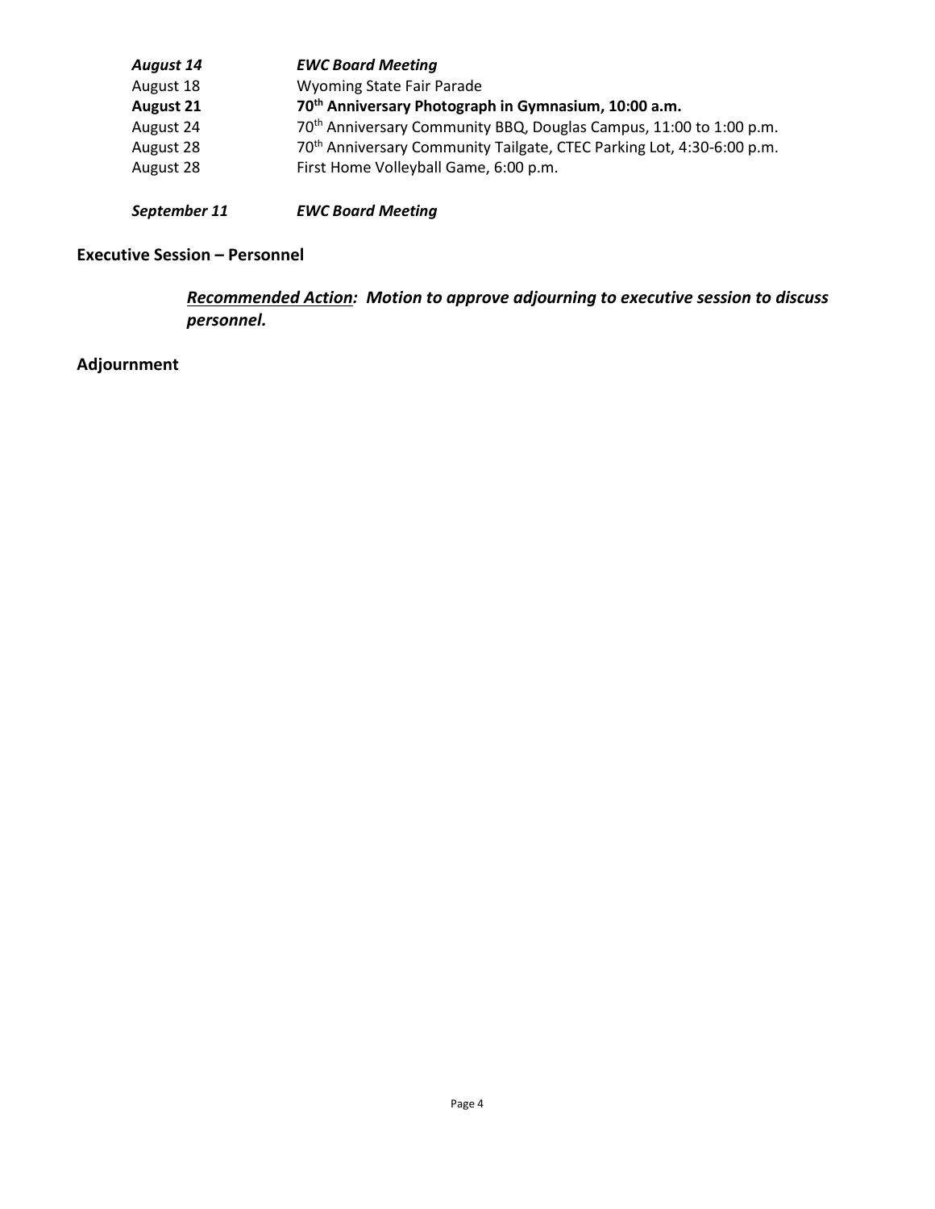| | |
|---|---|
| ***August 14*** | ***EWC Board Meeting*** |
| August 18 | Wyoming State Fair Parade |
| **August 21** | **70th Anniversary Photograph in Gymnasium, 10:00 a.m.** |
| August 24 | 70th Anniversary Community BBQ, Douglas Campus, 11:00 to 1:00 p.m. |
| August 28 | 70th Anniversary Community Tailgate, CTEC Parking Lot, 4:30-6:00 p.m. |
| August 28 | First Home Volleyball Game, 6:00 p.m. |
| ***September 11*** | ***EWC Board Meeting*** |

## Executive Session – Personnel

***Recommended Action:* Motion to approve adjourning to executive session to discuss personnel.**

## Adjournment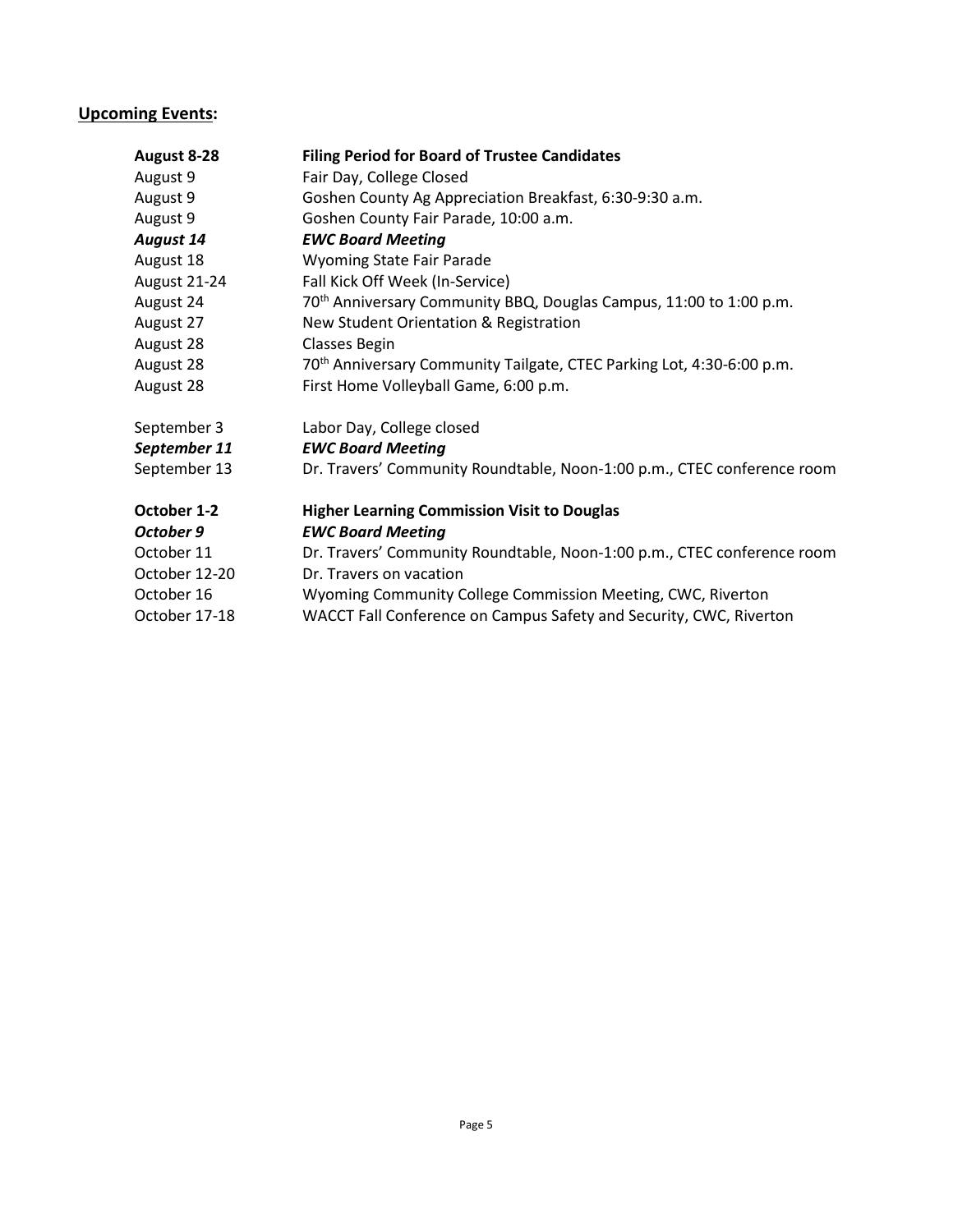**Upcoming Events:**

| | |
|---|---|
| **August 8-28** | **Filing Period for Board of Trustee Candidates** |
| August 9 | Fair Day, College Closed |
| August 9 | Goshen County Ag Appreciation Breakfast, 6:30-9:30 a.m. |
| August 9 | Goshen County Fair Parade, 10:00 a.m. |
| ***August 14*** | ***EWC Board Meeting*** |
| August 18 | Wyoming State Fair Parade |
| August 21-24 | Fall Kick Off Week (In-Service) |
| August 24 | 70th Anniversary Community BBQ, Douglas Campus, 11:00 to 1:00 p.m. |
| August 27 | New Student Orientation & Registration |
| August 28 | Classes Begin |
| August 28 | 70th Anniversary Community Tailgate, CTEC Parking Lot, 4:30-6:00 p.m. |
| August 28 | First Home Volleyball Game, 6:00 p.m. |
| | |
| September 3 | Labor Day, College closed |
| ***September 11*** | ***EWC Board Meeting*** |
| September 13 | Dr. Travers' Community Roundtable, Noon-1:00 p.m., CTEC conference room |
| | |
| **October 1-2** | **Higher Learning Commission Visit to Douglas** |
| ***October 9*** | ***EWC Board Meeting*** |
| October 11 | Dr. Travers' Community Roundtable, Noon-1:00 p.m., CTEC conference room |
| October 12-20 | Dr. Travers on vacation |
| October 16 | Wyoming Community College Commission Meeting, CWC, Riverton |
| October 17-18 | WACCT Fall Conference on Campus Safety and Security, CWC, Riverton |